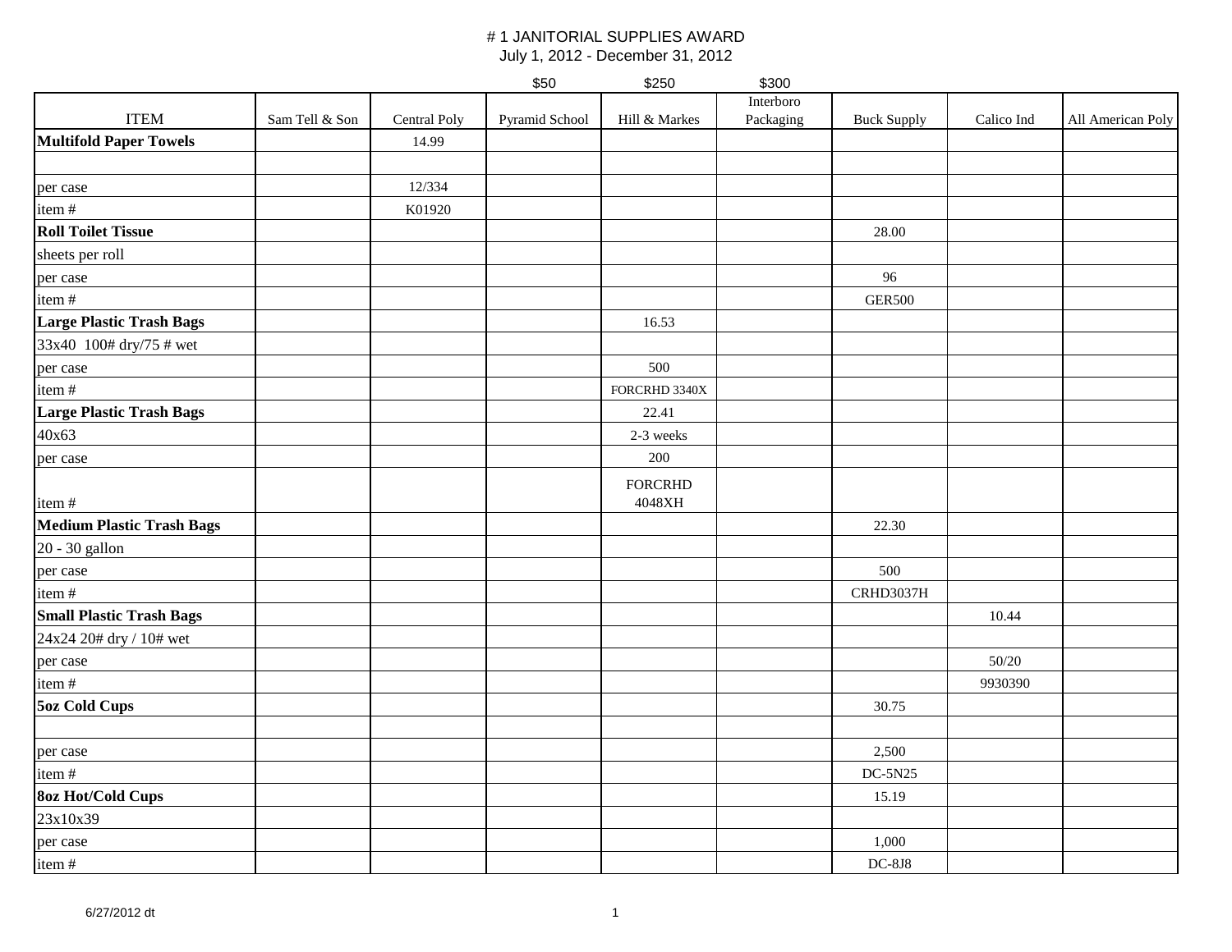# # 1 JANITORIAL SUPPLIES AWARD

July 1, 2012 - December 31, 2012

| ITEM | Sam Tell & Son | Central Poly | Pyramid School | Hill & Markes | Interboro Packaging | Buck Supply | Calico Ind | All American Poly |
|---|---|---|---|---|---|---|---|---|
| | | | $50 | $250 | $300 | | | |
| **Multifold Paper Towels** | | 14.99 | | | | | | |
| | | | | | | | | |
| per case | | 12/334 | | | | | | |
| item # | | K01920 | | | | | | |
| **Roll Toilet Tissue** | | | | | | 28.00 | | |
| sheets per roll | | | | | | | | |
| per case | | | | | | 96 | | |
| item # | | | | | | GER500 | | |
| **Large Plastic Trash Bags** | | | | 16.53 | | | | |
| 33x40 100# dry/75 # wet | | | | | | | | |
| per case | | | | 500 | | | | |
| item # | | | | FORCRHD 3340X | | | | |
| **Large Plastic Trash Bags** | | | | 22.41 | | | | |
| 40x63 | | | | 2-3 weeks | | | | |
| per case | | | | 200 | | | | |
| item # | | | | FORCRHD 4048XH | | | | |
| **Medium Plastic Trash Bags** | | | | | | 22.30 | | |
| 20 - 30 gallon | | | | | | | | |
| per case | | | | | | 500 | | |
| item # | | | | | | CRHD3037H | | |
| **Small Plastic Trash Bags** | | | | | | | 10.44 | |
| 24x24 20# dry / 10# wet | | | | | | | | |
| per case | | | | | | | 50/20 | |
| item # | | | | | | | 9930390 | |
| **5oz Cold Cups** | | | | | | 30.75 | | |
| | | | | | | | | |
| per case | | | | | | 2,500 | | |
| item # | | | | | | DC-5N25 | | |
| **8oz Hot/Cold Cups** | | | | | | 15.19 | | |
| 23x10x39 | | | | | | | | |
| per case | | | | | | 1,000 | | |
| item # | | | | | | DC-8J8 | | |

6/27/2012 dt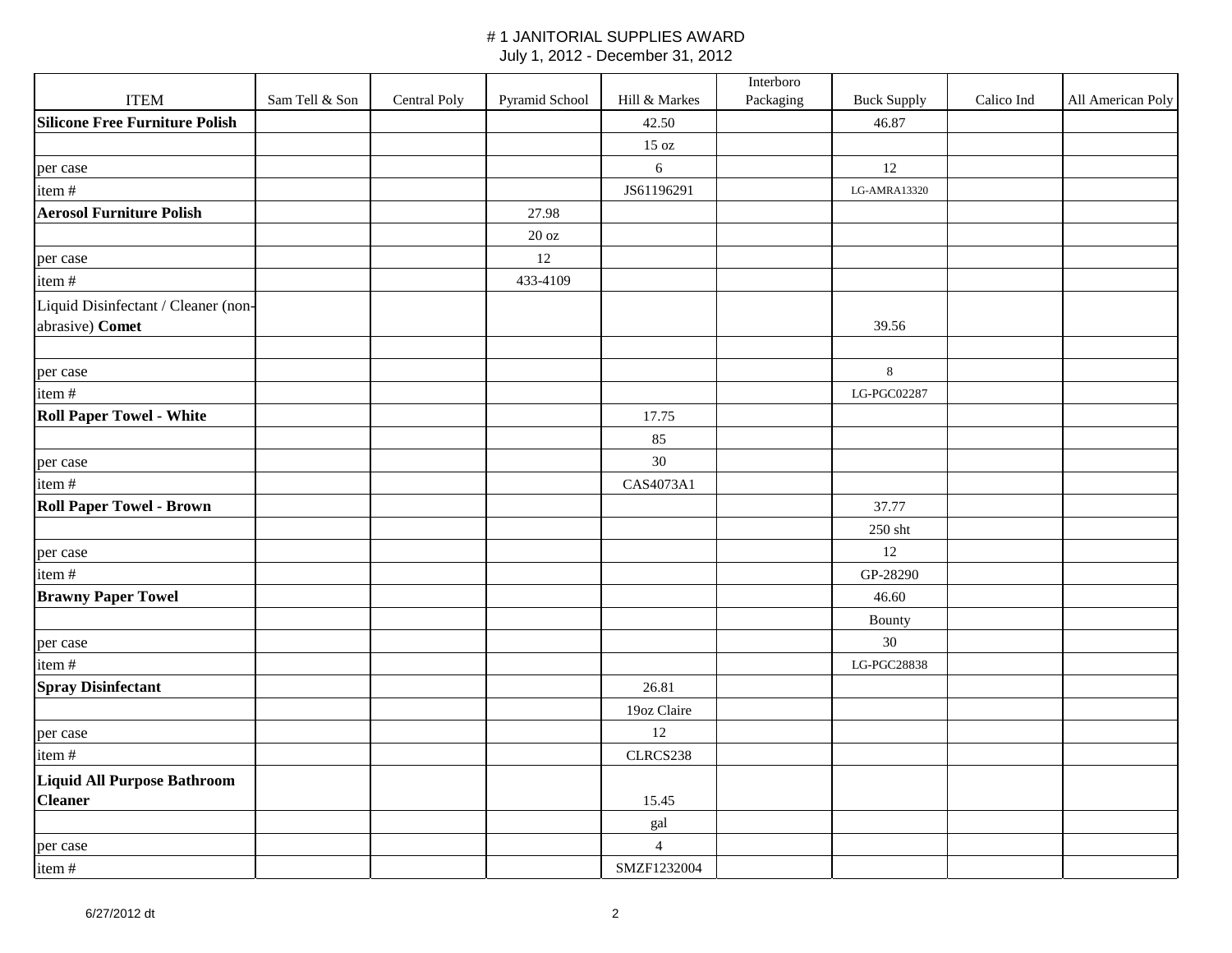# # 1 JANITORIAL SUPPLIES AWARD

July 1, 2012 - December 31, 2012

| ITEM | Sam Tell & Son | Central Poly | Pyramid School | Hill & Markes | Interboro Packaging | Buck Supply | Calico Ind | All American Poly |
|---|---|---|---|---|---|---|---|---|
| **Silicone Free Furniture Polish** | | | | 42.50 | | 46.87 | | |
| | | | | 15 oz | | | | |
| per case | | | | 6 | | 12 | | |
| item # | | | | JS61196291 | | LG-AMRA13320 | | |
| **Aerosol Furniture Polish** | | | 27.98 | | | | | |
| | | | 20 oz | | | | | |
| per case | | | 12 | | | | | |
| item # | | | 433-4109 | | | | | |
| Liquid Disinfectant / Cleaner (non-abrasive) **Comet** | | | | | | 39.56 | | |
| | | | | | | | | |
| per case | | | | | | 8 | | |
| item # | | | | | | LG-PGC02287 | | |
| **Roll Paper Towel - White** | | | | 17.75 | | | | |
| | | | | 85 | | | | |
| per case | | | | 30 | | | | |
| item # | | | | CAS4073A1 | | | | |
| **Roll Paper Towel - Brown** | | | | | | 37.77 | | |
| | | | | | | 250 sht | | |
| per case | | | | | | 12 | | |
| item # | | | | | | GP-28290 | | |
| **Brawny Paper Towel** | | | | | | 46.60 | | |
| | | | | | | Bounty | | |
| per case | | | | | | 30 | | |
| item # | | | | | | LG-PGC28838 | | |
| **Spray Disinfectant** | | | | 26.81 | | | | |
| | | | | 19oz Claire | | | | |
| per case | | | | 12 | | | | |
| item # | | | | CLRCS238 | | | | |
| **Liquid All Purpose Bathroom Cleaner** | | | | 15.45 | | | | |
| | | | | gal | | | | |
| per case | | | | 4 | | | | |
| item # | | | | SMZF1232004 | | | | |

6/27/2012 dt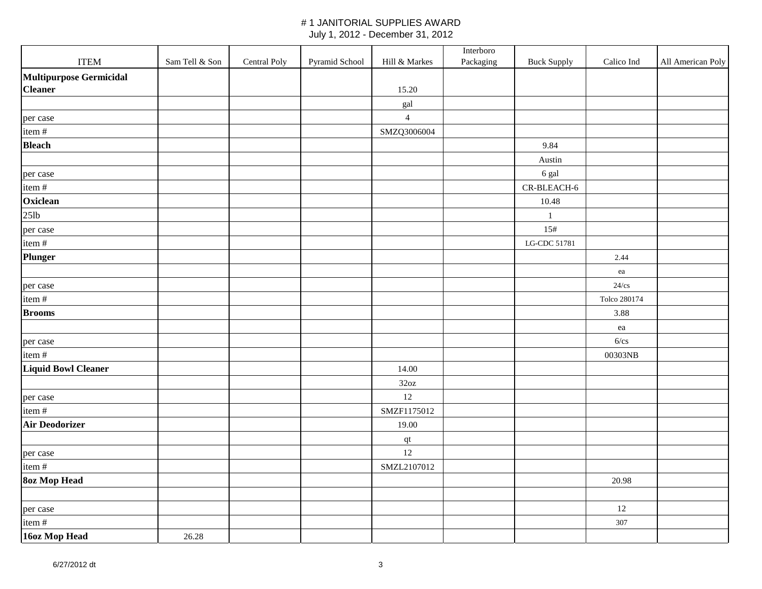# # 1 JANITORIAL SUPPLIES AWARD

July 1, 2012 - December 31, 2012

| ITEM | Sam Tell & Son | Central Poly | Pyramid School | Hill & Markes | Interboro Packaging | Buck Supply | Calico Ind | All American Poly |
|---|---|---|---|---|---|---|---|---|
| **Multipurpose Germicidal Cleaner** | | | | 15.20 | | | | |
| | | | | gal | | | | |
| per case | | | | 4 | | | | |
| item # | | | | SMZQ3006004 | | | | |
| **Bleach** | | | | | | 9.84 | | |
| | | | | | | Austin | | |
| per case | | | | | | 6 gal | | |
| item # | | | | | | CR-BLEACH-6 | | |
| **Oxiclean** | | | | | | 10.48 | | |
| 25lb | | | | | | 1 | | |
| per case | | | | | | 15# | | |
| item # | | | | | | LG-CDC 51781 | | |
| **Plunger** | | | | | | | 2.44 | |
| | | | | | | | ea | |
| per case | | | | | | | 24/cs | |
| item # | | | | | | | Tolco 280174 | |
| **Brooms** | | | | | | | 3.88 | |
| | | | | | | | ea | |
| per case | | | | | | | 6/cs | |
| item # | | | | | | | 00303NB | |
| **Liquid Bowl Cleaner** | | | | 14.00 | | | | |
| | | | | 32oz | | | | |
| per case | | | | 12 | | | | |
| item # | | | | SMZF1175012 | | | | |
| **Air Deodorizer** | | | | 19.00 | | | | |
| | | | | qt | | | | |
| per case | | | | 12 | | | | |
| item # | | | | SMZL2107012 | | | | |
| **8oz Mop Head** | | | | | | | 20.98 | |
| | | | | | | | | |
| per case | | | | | | | 12 | |
| item # | | | | | | | 307 | |
| **16oz Mop Head** | 26.28 | | | | | | | |

6/27/2012 dt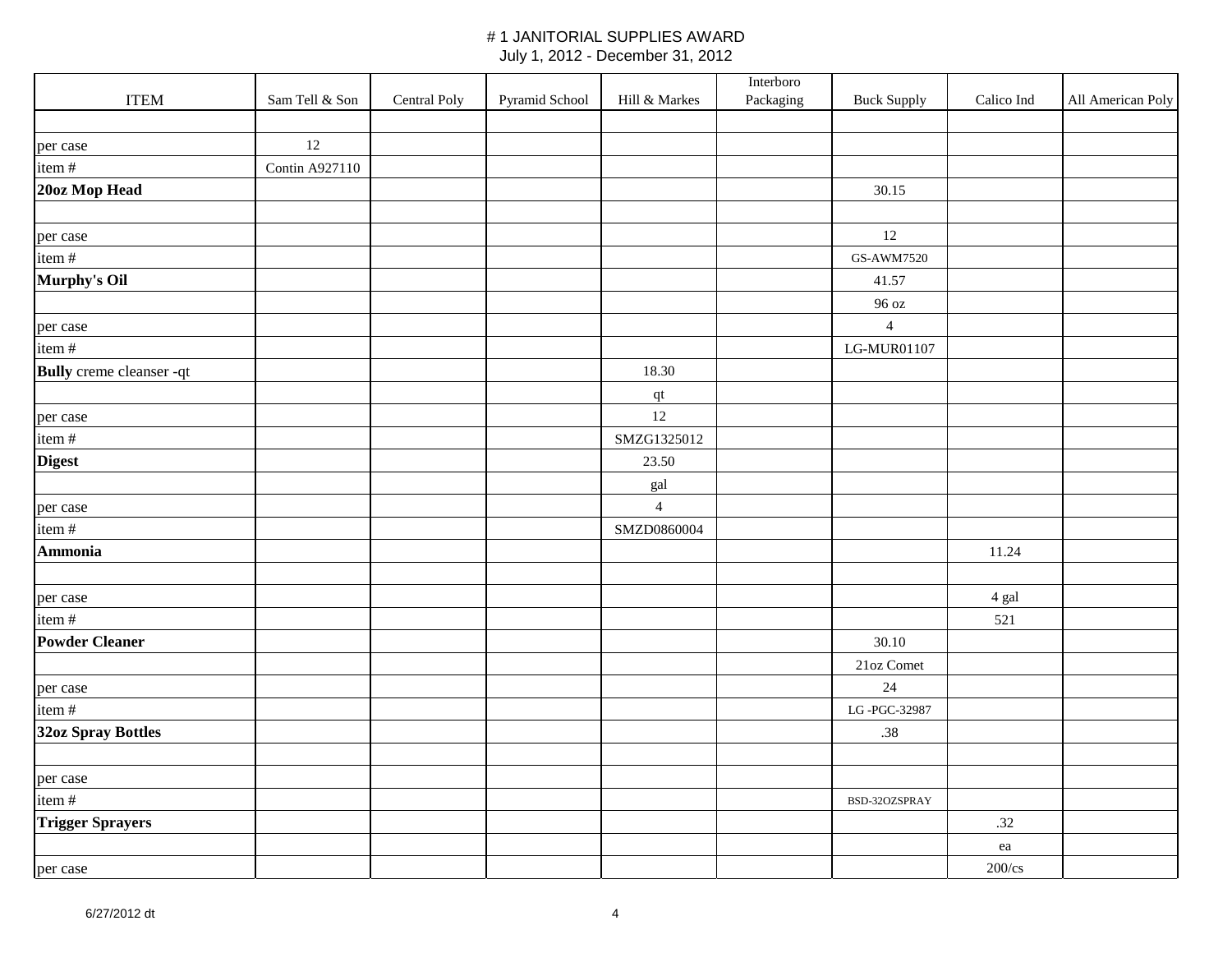# # 1 JANITORIAL SUPPLIES AWARD

July 1, 2012 - December 31, 2012

| ITEM | Sam Tell & Son | Central Poly | Pyramid School | Hill & Markes | Interboro Packaging | Buck Supply | Calico Ind | All American Poly |
|---|---|---|---|---|---|---|---|---|
| | | | | | | | | |
| per case | 12 | | | | | | | |
| item # | Contin A927110 | | | | | | | |
| **20oz Mop Head** | | | | | | 30.15 | | |
| | | | | | | | | |
| per case | | | | | | 12 | | |
| item # | | | | | | GS-AWM7520 | | |
| **Murphy's Oil** | | | | | | 41.57 | | |
| | | | | | | 96 oz | | |
| per case | | | | | | 4 | | |
| item # | | | | | | LG-MUR01107 | | |
| **Bully** creme cleanser -qt | | | | 18.30 | | | | |
| | | | | qt | | | | |
| per case | | | | 12 | | | | |
| item # | | | | SMZG1325012 | | | | |
| **Digest** | | | | 23.50 | | | | |
| | | | | gal | | | | |
| per case | | | | 4 | | | | |
| item # | | | | SMZD0860004 | | | | |
| **Ammonia** | | | | | | | 11.24 | |
| | | | | | | | | |
| per case | | | | | | | 4 gal | |
| item # | | | | | | | 521 | |
| **Powder Cleaner** | | | | | | 30.10 | | |
| | | | | | | 21oz Comet | | |
| per case | | | | | | 24 | | |
| item # | | | | | | LG -PGC-32987 | | |
| **32oz Spray Bottles** | | | | | | .38 | | |
| | | | | | | | | |
| per case | | | | | | | | |
| item # | | | | | | BSD-32OZSPRAY | | |
| **Trigger Sprayers** | | | | | | | .32 | |
| | | | | | | | ea | |
| per case | | | | | | | 200/cs | |

6/27/2012 dt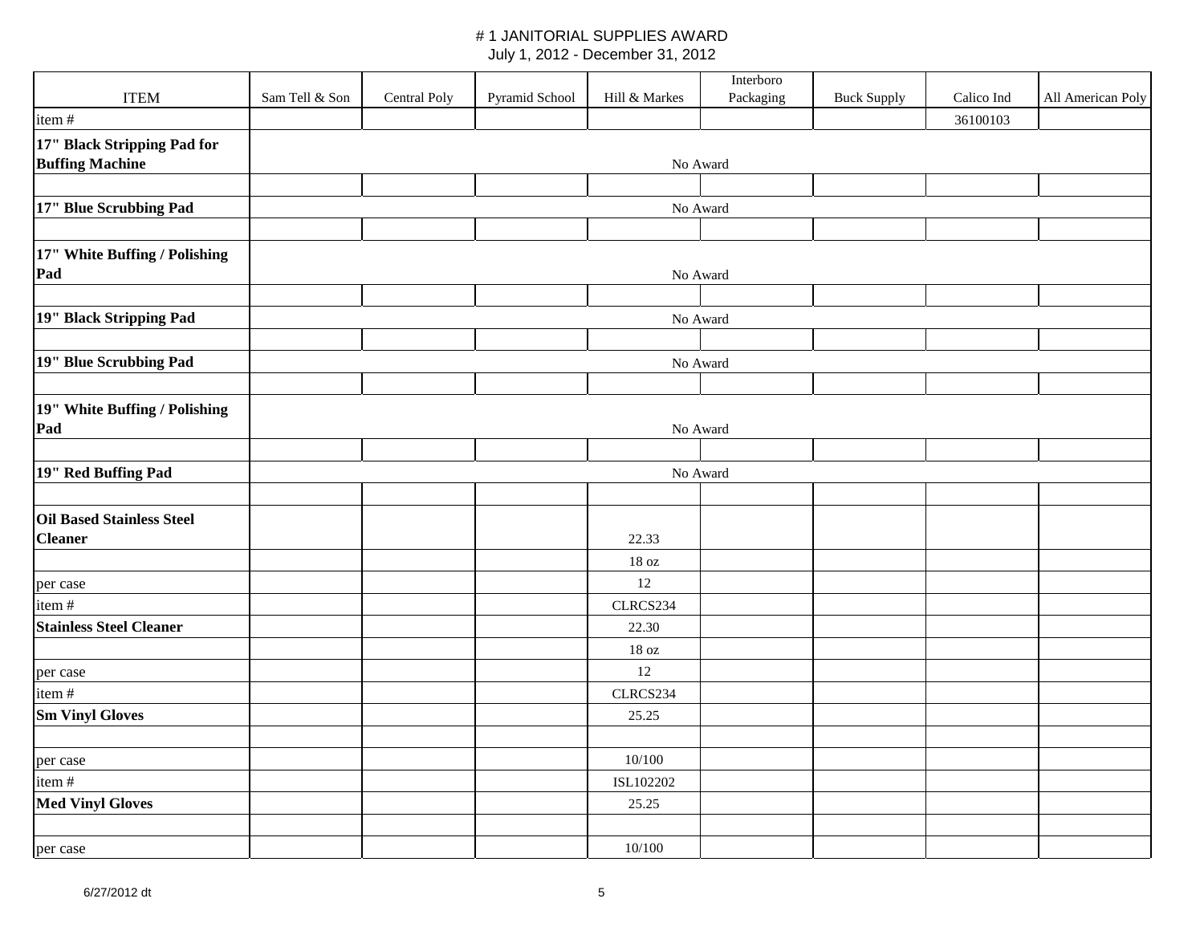# # 1 JANITORIAL SUPPLIES AWARD

July 1, 2012 - December 31, 2012

| ITEM | Sam Tell & Son | Central Poly | Pyramid School | Hill & Markes | Interboro Packaging | Buck Supply | Calico Ind | All American Poly |
|---|---|---|---|---|---|---|---|---|
| item # | | | | | | | 36100103 | |
| **17" Black Stripping Pad for Buffing Machine** | | | | | No Award | | | |
| | | | | | | | | |
| **17" Blue Scrubbing Pad** | | | | | No Award | | | |
| | | | | | | | | |
| **17" White Buffing / Polishing Pad** | | | | | No Award | | | |
| | | | | | | | | |
| **19" Black Stripping Pad** | | | | | No Award | | | |
| | | | | | | | | |
| **19" Blue Scrubbing Pad** | | | | | No Award | | | |
| | | | | | | | | |
| **19" White Buffing / Polishing Pad** | | | | | No Award | | | |
| | | | | | | | | |
| **19" Red Buffing Pad** | | | | | No Award | | | |
| | | | | | | | | |
| **Oil Based Stainless Steel Cleaner** | | | | 22.33 | | | | |
| | | | | 18 oz | | | | |
| per case | | | | 12 | | | | |
| item # | | | | CLRCS234 | | | | |
| **Stainless Steel Cleaner** | | | | 22.30 | | | | |
| | | | | 18 oz | | | | |
| per case | | | | 12 | | | | |
| item # | | | | CLRCS234 | | | | |
| **Sm Vinyl Gloves** | | | | 25.25 | | | | |
| | | | | | | | | |
| per case | | | | 10/100 | | | | |
| item # | | | | ISL102202 | | | | |
| **Med Vinyl Gloves** | | | | 25.25 | | | | |
| | | | | | | | | |
| per case | | | | 10/100 | | | | |

6/27/2012 dt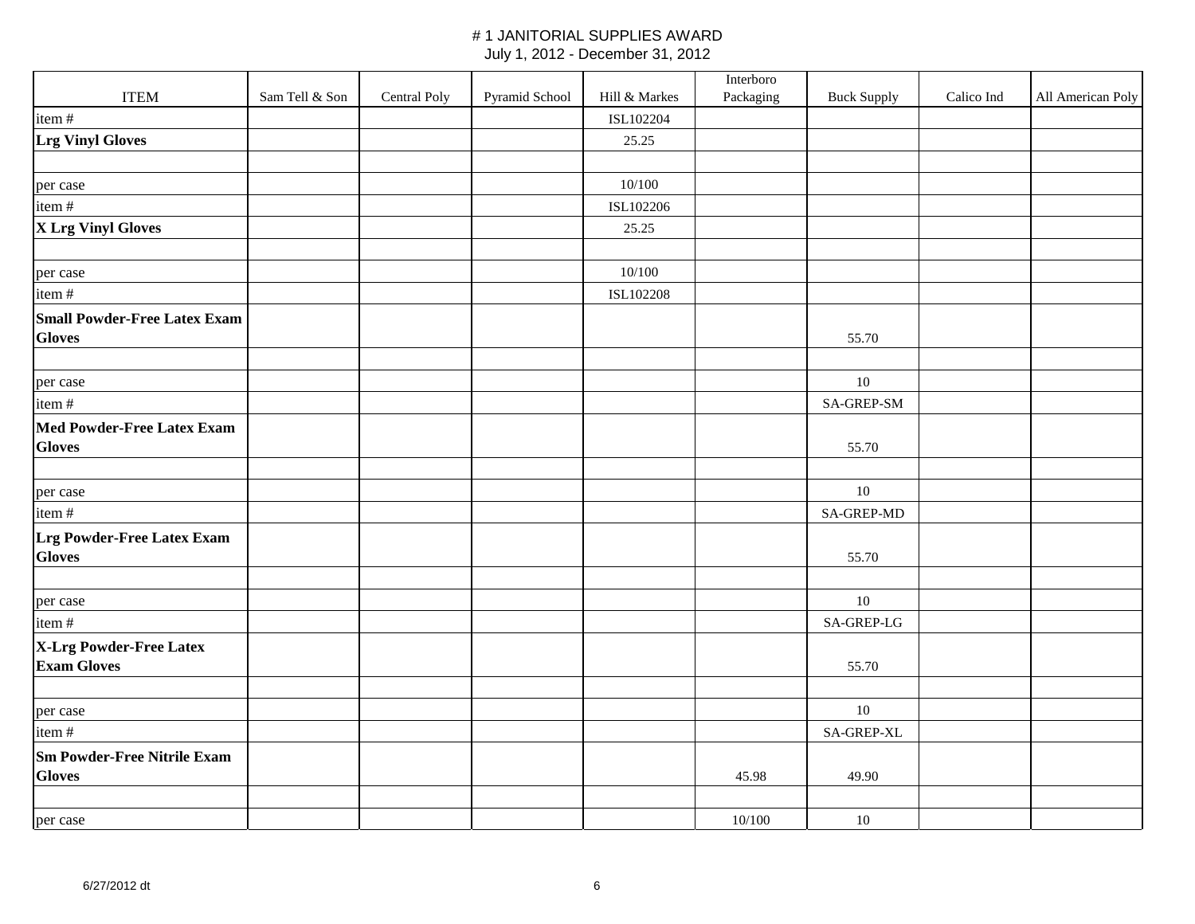# # 1 JANITORIAL SUPPLIES AWARD

July 1, 2012 - December 31, 2012

| ITEM | Sam Tell & Son | Central Poly | Pyramid School | Hill & Markes | Interboro Packaging | Buck Supply | Calico Ind | All American Poly |
|---|---|---|---|---|---|---|---|---|
| item # | | | | ISL102204 | | | | |
| **Lrg Vinyl Gloves** | | | | 25.25 | | | | |
| | | | | | | | | |
| per case | | | | 10/100 | | | | |
| item # | | | | ISL102206 | | | | |
| **X Lrg Vinyl Gloves** | | | | 25.25 | | | | |
| | | | | | | | | |
| per case | | | | 10/100 | | | | |
| item # | | | | ISL102208 | | | | |
| **Small Powder-Free Latex Exam Gloves** | | | | | | 55.70 | | |
| | | | | | | | | |
| per case | | | | | | 10 | | |
| item # | | | | | | SA-GREP-SM | | |
| **Med Powder-Free Latex Exam Gloves** | | | | | | 55.70 | | |
| | | | | | | | | |
| per case | | | | | | 10 | | |
| item # | | | | | | SA-GREP-MD | | |
| **Lrg Powder-Free Latex Exam Gloves** | | | | | | 55.70 | | |
| | | | | | | | | |
| per case | | | | | | 10 | | |
| item # | | | | | | SA-GREP-LG | | |
| **X-Lrg Powder-Free Latex Exam Gloves** | | | | | | 55.70 | | |
| | | | | | | | | |
| per case | | | | | | 10 | | |
| item # | | | | | | SA-GREP-XL | | |
| **Sm Powder-Free Nitrile Exam Gloves** | | | | | 45.98 | 49.90 | | |
| | | | | | | | | |
| per case | | | | | 10/100 | 10 | | |

6/27/2012 dt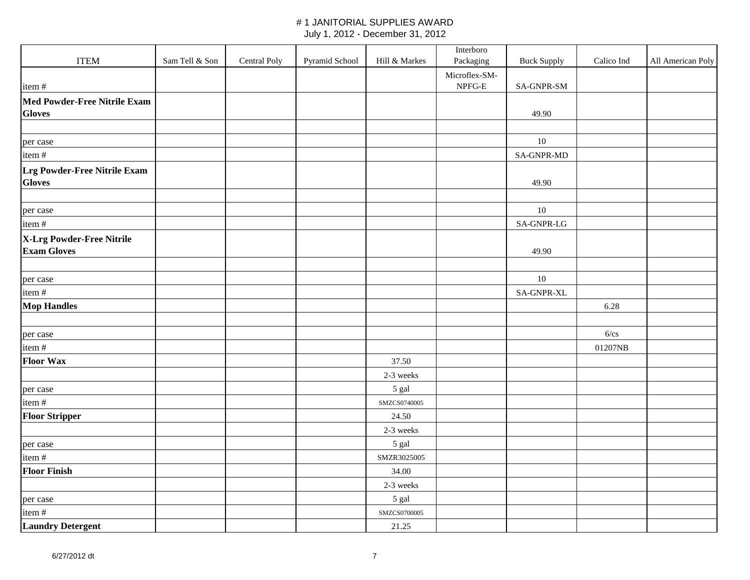# # 1 JANITORIAL SUPPLIES AWARD

July 1, 2012 - December 31, 2012

| ITEM | Sam Tell & Son | Central Poly | Pyramid School | Hill & Markes | Interboro Packaging | Buck Supply | Calico Ind | All American Poly |
|---|---|---|---|---|---|---|---|---|
| item # | | | | | Microflex-SM-NPFG-E | SA-GNPR-SM | | |
| **Med Powder-Free Nitrile Exam Gloves** | | | | | | 49.90 | | |
| | | | | | | | | |
| per case | | | | | | 10 | | |
| item # | | | | | | SA-GNPR-MD | | |
| **Lrg Powder-Free Nitrile Exam Gloves** | | | | | | 49.90 | | |
| | | | | | | | | |
| per case | | | | | | 10 | | |
| item # | | | | | | SA-GNPR-LG | | |
| **X-Lrg Powder-Free Nitrile Exam Gloves** | | | | | | 49.90 | | |
| | | | | | | | | |
| per case | | | | | | 10 | | |
| item # | | | | | | SA-GNPR-XL | | |
| **Mop Handles** | | | | | | | 6.28 | |
| | | | | | | | | |
| per case | | | | | | | 6/cs | |
| item # | | | | | | | 01207NB | |
| **Floor Wax** | | | | 37.50 | | | | |
| | | | | 2-3 weeks | | | | |
| per case | | | | 5 gal | | | | |
| item # | | | | SMZCS0740005 | | | | |
| **Floor Stripper** | | | | 24.50 | | | | |
| | | | | 2-3 weeks | | | | |
| per case | | | | 5 gal | | | | |
| item # | | | | SMZR3025005 | | | | |
| **Floor Finish** | | | | 34.00 | | | | |
| | | | | 2-3 weeks | | | | |
| per case | | | | 5 gal | | | | |
| item # | | | | SMZCS0700005 | | | | |
| **Laundry Detergent** | | | | 21.25 | | | | |

6/27/2012 dt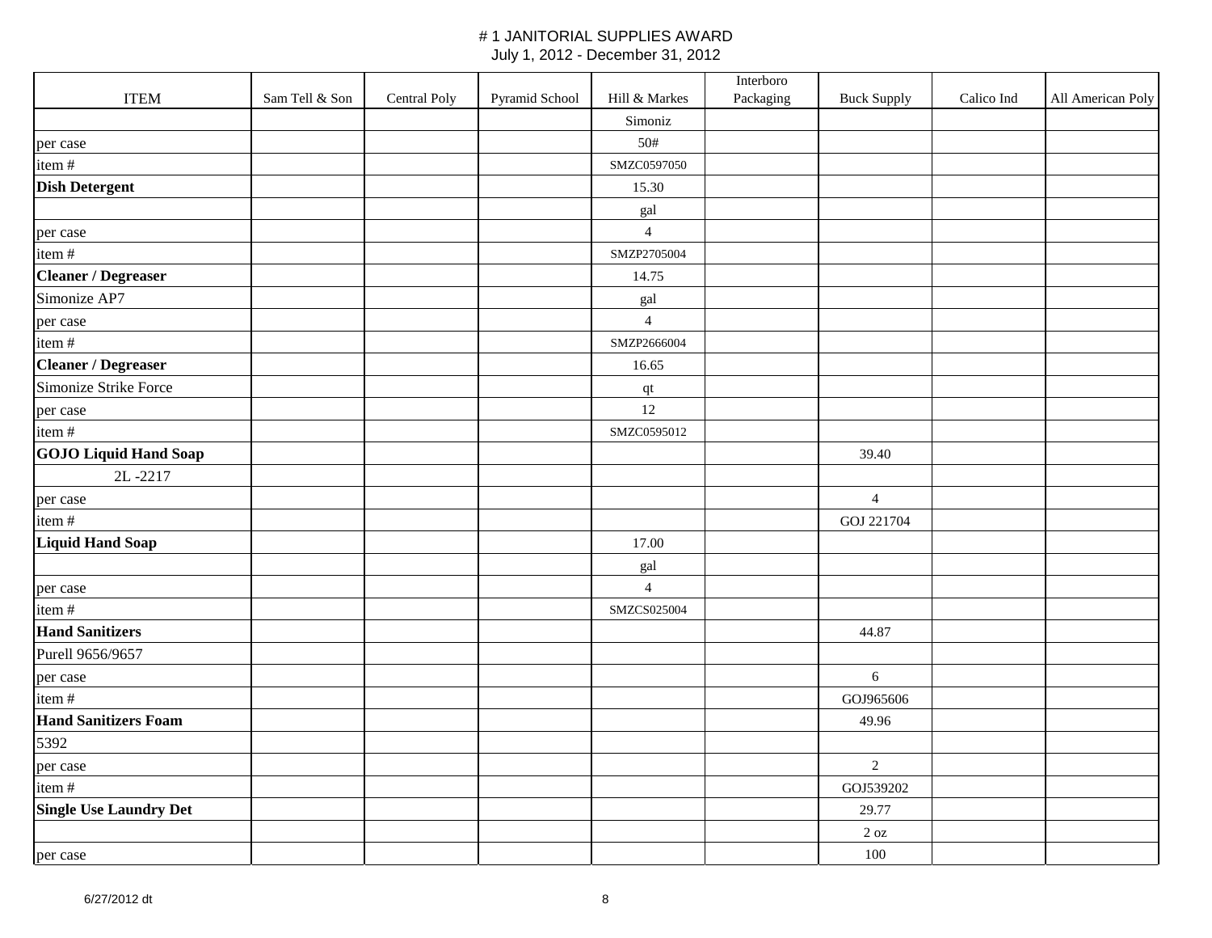# # 1 JANITORIAL SUPPLIES AWARD
July 1, 2012 - December 31, 2012

| ITEM | Sam Tell & Son | Central Poly | Pyramid School | Hill & Markes | Interboro Packaging | Buck Supply | Calico Ind | All American Poly |
|---|---|---|---|---|---|---|---|---|
| | | | | Simoniz | | | | |
| per case | | | | 50# | | | | |
| item # | | | | SMZC0597050 | | | | |
| **Dish Detergent** | | | | 15.30 | | | | |
| | | | | gal | | | | |
| per case | | | | 4 | | | | |
| item # | | | | SMZP2705004 | | | | |
| **Cleaner / Degreaser** | | | | 14.75 | | | | |
| Simonize AP7 | | | | gal | | | | |
| per case | | | | 4 | | | | |
| item # | | | | SMZP2666004 | | | | |
| **Cleaner / Degreaser** | | | | 16.65 | | | | |
| Simonize Strike Force | | | | qt | | | | |
| per case | | | | 12 | | | | |
| item # | | | | SMZC0595012 | | | | |
| **GOJO Liquid Hand Soap** | | | | | | 39.40 | | |
| 2L -2217 | | | | | | | | |
| per case | | | | | | 4 | | |
| item # | | | | | | GOJ 221704 | | |
| **Liquid Hand Soap** | | | | 17.00 | | | | |
| | | | | gal | | | | |
| per case | | | | 4 | | | | |
| item # | | | | SMZCS025004 | | | | |
| **Hand Sanitizers** | | | | | | 44.87 | | |
| Purell 9656/9657 | | | | | | | | |
| per case | | | | | | 6 | | |
| item # | | | | | | GOJ965606 | | |
| **Hand Sanitizers Foam** | | | | | | 49.96 | | |
| 5392 | | | | | | | | |
| per case | | | | | | 2 | | |
| item # | | | | | | GOJ539202 | | |
| **Single Use Laundry Det** | | | | | | 29.77 | | |
| | | | | | | 2 oz | | |
| per case | | | | | | 100 | | |

6/27/2012 dt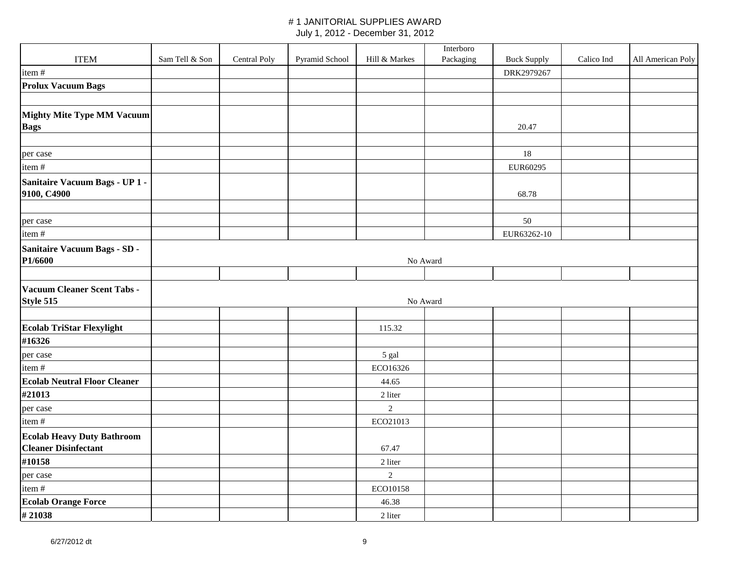# # 1 JANITORIAL SUPPLIES AWARD

July 1, 2012 - December 31, 2012

| ITEM | Sam Tell & Son | Central Poly | Pyramid School | Hill & Markes | Interboro Packaging | Buck Supply | Calico Ind | All American Poly |
|---|---|---|---|---|---|---|---|---|
| item # | | | | | | DRK2979267 | | |
| **Prolux Vacuum Bags** | | | | | | | | |
| | | | | | | | | |
| **Mighty Mite Type MM Vacuum Bags** | | | | | | 20.47 | | |
| | | | | | | | | |
| per case | | | | | | 18 | | |
| item # | | | | | | EUR60295 | | |
| **Sanitaire Vacuum Bags - UP 1 - 9100, C4900** | | | | | | 68.78 | | |
| | | | | | | | | |
| per case | | | | | | 50 | | |
| item # | | | | | | EUR63262-10 | | |
| **Sanitaire Vacuum Bags - SD - P1/6600** | No Award | | | | | | | |
| | | | | | | | | |
| **Vacuum Cleaner Scent Tabs - Style 515** | No Award | | | | | | | |
| | | | | | | | | |
| **Ecolab TriStar Flexylight** | | | | 115.32 | | | | |
| **#16326** | | | | | | | | |
| per case | | | | 5 gal | | | | |
| item # | | | | ECO16326 | | | | |
| **Ecolab Neutral Floor Cleaner** | | | | 44.65 | | | | |
| **#21013** | | | | 2 liter | | | | |
| per case | | | | 2 | | | | |
| item # | | | | ECO21013 | | | | |
| **Ecolab Heavy Duty Bathroom Cleaner Disinfectant** | | | | 67.47 | | | | |
| **#10158** | | | | 2 liter | | | | |
| per case | | | | 2 | | | | |
| item # | | | | ECO10158 | | | | |
| **Ecolab Orange Force** | | | | 46.38 | | | | |
| **# 21038** | | | | 2 liter | | | | |

6/27/2012 dt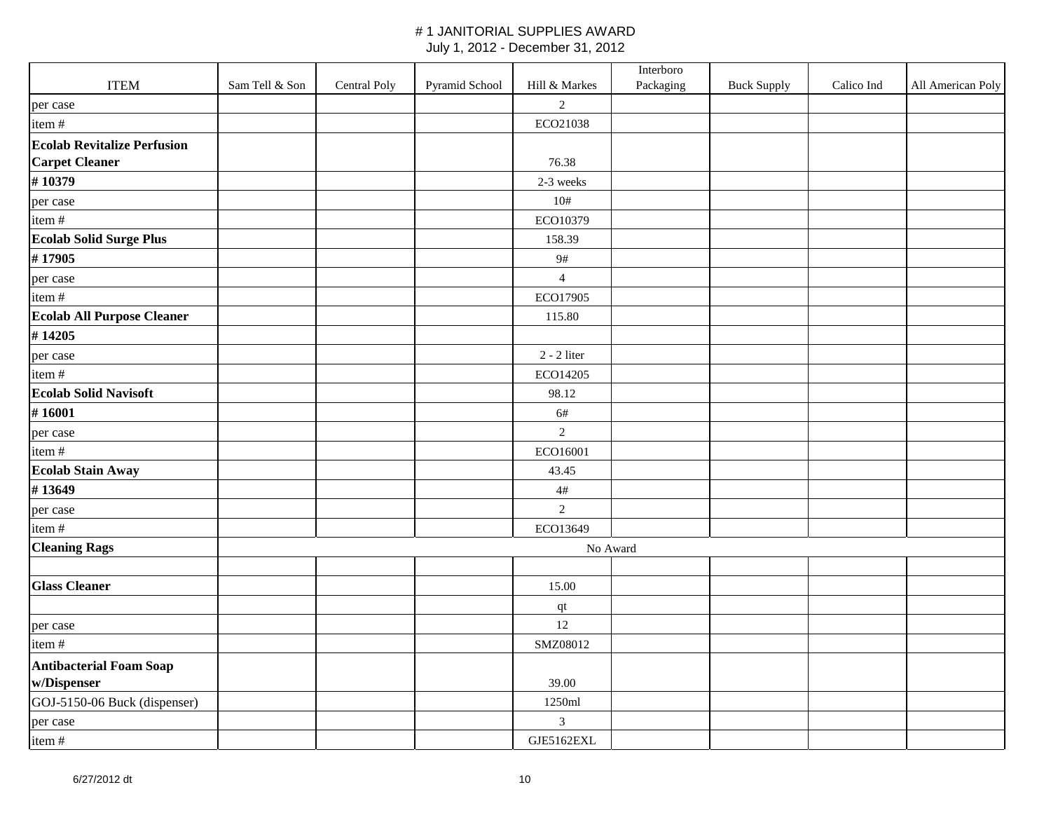# # 1 JANITORIAL SUPPLIES AWARD

July 1, 2012 - December 31, 2012

| ITEM | Sam Tell & Son | Central Poly | Pyramid School | Hill & Markes | Interboro Packaging | Buck Supply | Calico Ind | All American Poly |
|---|---|---|---|---|---|---|---|---|
| per case | | | | 2 | | | | |
| item # | | | | ECO21038 | | | | |
| **Ecolab Revitalize Perfusion Carpet Cleaner** | | | | 76.38 | | | | |
| **# 10379** | | | | 2-3 weeks | | | | |
| per case | | | | 10# | | | | |
| item # | | | | ECO10379 | | | | |
| **Ecolab Solid Surge Plus** | | | | 158.39 | | | | |
| **# 17905** | | | | 9# | | | | |
| per case | | | | 4 | | | | |
| item # | | | | ECO17905 | | | | |
| **Ecolab All Purpose Cleaner** | | | | 115.80 | | | | |
| **# 14205** | | | | | | | | |
| per case | | | | 2 - 2 liter | | | | |
| item # | | | | ECO14205 | | | | |
| **Ecolab Solid Navisoft** | | | | 98.12 | | | | |
| **# 16001** | | | | 6# | | | | |
| per case | | | | 2 | | | | |
| item # | | | | ECO16001 | | | | |
| **Ecolab Stain Away** | | | | 43.45 | | | | |
| **# 13649** | | | | 4# | | | | |
| per case | | | | 2 | | | | |
| item # | | | | ECO13649 | | | | |
| **Cleaning Rags** | No Award | | | | | | | |
| | | | | | | | | |
| **Glass Cleaner** | | | | 15.00 | | | | |
| | | | | qt | | | | |
| per case | | | | 12 | | | | |
| item # | | | | SMZ08012 | | | | |
| **Antibacterial Foam Soap w/Dispenser** | | | | 39.00 | | | | |
| GOJ-5150-06 Buck (dispenser) | | | | 1250ml | | | | |
| per case | | | | 3 | | | | |
| item # | | | | GJE5162EXL | | | | |

6/27/2012 dt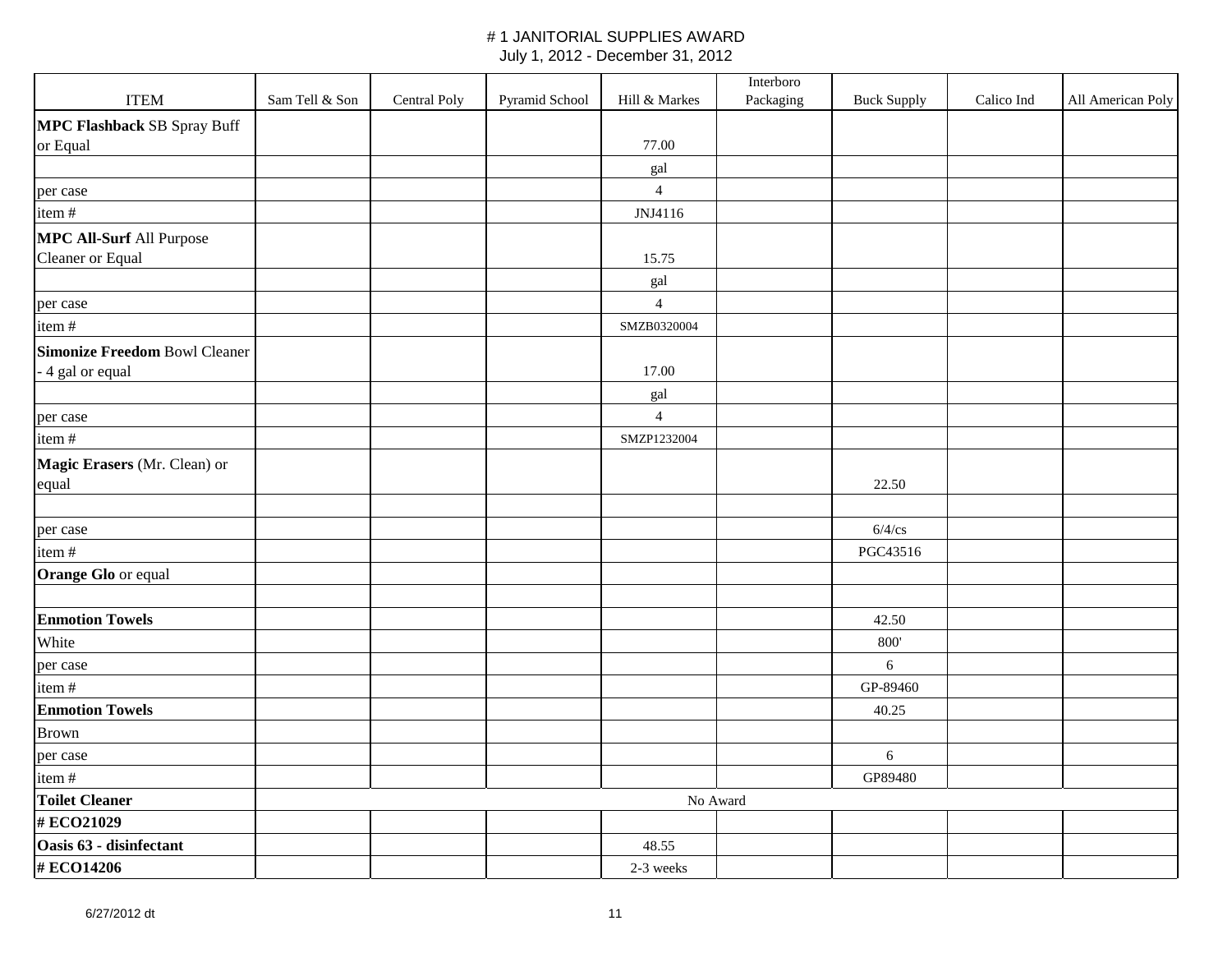# # 1 JANITORIAL SUPPLIES AWARD

July 1, 2012 - December 31, 2012

| ITEM | Sam Tell & Son | Central Poly | Pyramid School | Hill & Markes | Interboro Packaging | Buck Supply | Calico Ind | All American Poly |
|---|---|---|---|---|---|---|---|---|
| **MPC Flashback** SB Spray Buff or Equal | | | | 77.00 | | | | |
| | | | | gal | | | | |
| per case | | | | 4 | | | | |
| item # | | | | JNJ4116 | | | | |
| **MPC All-Surf** All Purpose Cleaner or Equal | | | | 15.75 | | | | |
| | | | | gal | | | | |
| per case | | | | 4 | | | | |
| item # | | | | SMZB0320004 | | | | |
| **Simonize Freedom** Bowl Cleaner - 4 gal or equal | | | | 17.00 | | | | |
| | | | | gal | | | | |
| per case | | | | 4 | | | | |
| item # | | | | SMZP1232004 | | | | |
| **Magic Erasers** (Mr. Clean) or equal | | | | | | 22.50 | | |
| | | | | | | | | |
| per case | | | | | | 6/4/cs | | |
| item # | | | | | | PGC43516 | | |
| **Orange Glo** or equal | | | | | | | | |
| | | | | | | | | |
| **Enmotion Towels** | | | | | | 42.50 | | |
| White | | | | | | 800' | | |
| per case | | | | | | 6 | | |
| item # | | | | | | GP-89460 | | |
| **Enmotion Towels** | | | | | | 40.25 | | |
| Brown | | | | | | | | |
| per case | | | | | | 6 | | |
| item # | | | | | | GP89480 | | |
| **Toilet Cleaner** | No Award | | | | | | | |
| **# ECO21029** | | | | | | | | |
| **Oasis 63 - disinfectant** | | | | 48.55 | | | | |
| **# ECO14206** | | | | 2-3 weeks | | | | |

6/27/2012 dt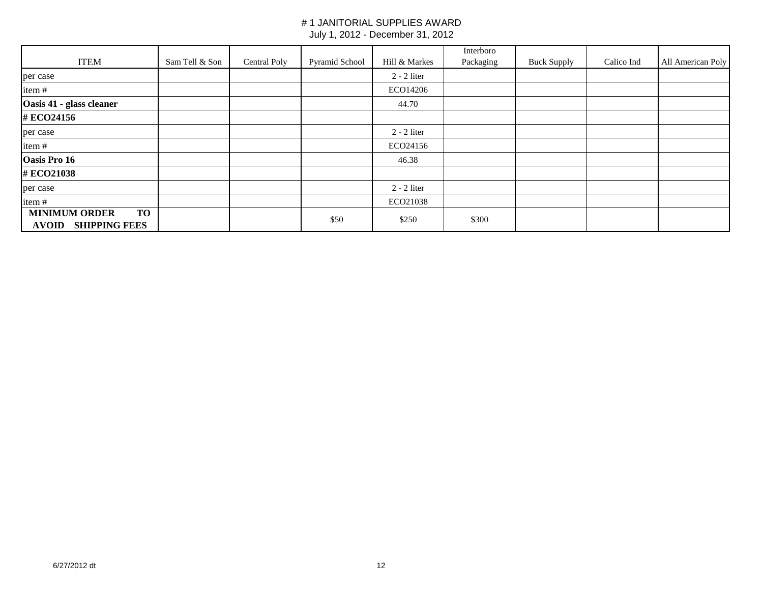# # 1 JANITORIAL SUPPLIES AWARD

July 1, 2012 - December 31, 2012

| ITEM | Sam Tell & Son | Central Poly | Pyramid School | Hill & Markes | Interboro Packaging | Buck Supply | Calico Ind | All American Poly |
|---|---|---|---|---|---|---|---|---|
| per case | | | | 2 - 2 liter | | | | |
| item # | | | | ECO14206 | | | | |
| **Oasis 41 - glass cleaner** | | | | 44.70 | | | | |
| **# ECO24156** | | | | | | | | |
| per case | | | | 2 - 2 liter | | | | |
| item # | | | | ECO24156 | | | | |
| **Oasis Pro 16** | | | | 46.38 | | | | |
| **# ECO21038** | | | | | | | | |
| per case | | | | 2 - 2 liter | | | | |
| item # | | | | ECO21038 | | | | |
| **MINIMUM ORDER TO AVOID SHIPPING FEES** | | | $50 | $250 | $300 | | | |

6/27/2012 dt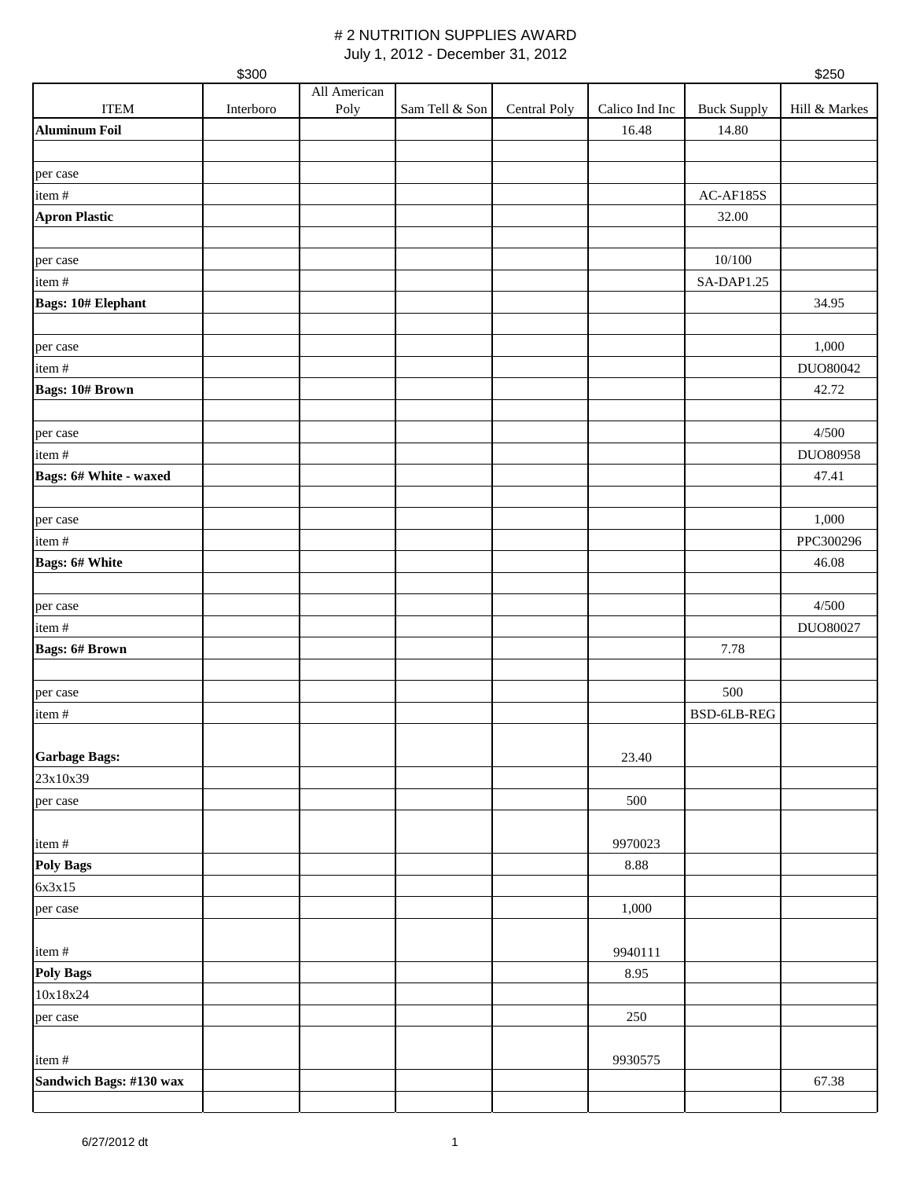# # 2 NUTRITION SUPPLIES AWARD

July 1, 2012 - December 31, 2012

| | $300 | | | | | | $250 |
|---|---|---|---|---|---|---|---|
| ITEM | Interboro | All American Poly | Sam Tell & Son | Central Poly | Calico Ind Inc | Buck Supply | Hill & Markes |
| **Aluminum Foil** | | | | | 16.48 | 14.80 | |
| | | | | | | | |
| per case | | | | | | | |
| item # | | | | | | AC-AF185S | |
| **Apron Plastic** | | | | | | 32.00 | |
| | | | | | | | |
| per case | | | | | | 10/100 | |
| item # | | | | | | SA-DAP1.25 | |
| **Bags: 10# Elephant** | | | | | | | 34.95 |
| | | | | | | | |
| per case | | | | | | | 1,000 |
| item # | | | | | | | DUO80042 |
| **Bags: 10# Brown** | | | | | | | 42.72 |
| | | | | | | | |
| per case | | | | | | | 4/500 |
| item # | | | | | | | DUO80958 |
| **Bags: 6# White - waxed** | | | | | | | 47.41 |
| | | | | | | | |
| per case | | | | | | | 1,000 |
| item # | | | | | | | PPC300296 |
| **Bags: 6# White** | | | | | | | 46.08 |
| | | | | | | | |
| per case | | | | | | | 4/500 |
| item # | | | | | | | DUO80027 |
| **Bags: 6# Brown** | | | | | | 7.78 | |
| | | | | | | | |
| per case | | | | | | 500 | |
| item # | | | | | | BSD-6LB-REG | |
| **Garbage Bags:** | | | | | 23.40 | | |
| 23x10x39 | | | | | | | |
| per case | | | | | 500 | | |
| item # | | | | | 9970023 | | |
| **Poly Bags** | | | | | 8.88 | | |
| 6x3x15 | | | | | | | |
| per case | | | | | 1,000 | | |
| item # | | | | | 9940111 | | |
| **Poly Bags** | | | | | 8.95 | | |
| 10x18x24 | | | | | | | |
| per case | | | | | 250 | | |
| item # | | | | | 9930575 | | |
| **Sandwich Bags: #130 wax** | | | | | | | 67.38 |
| | | | | | | | |

6/27/2012 dt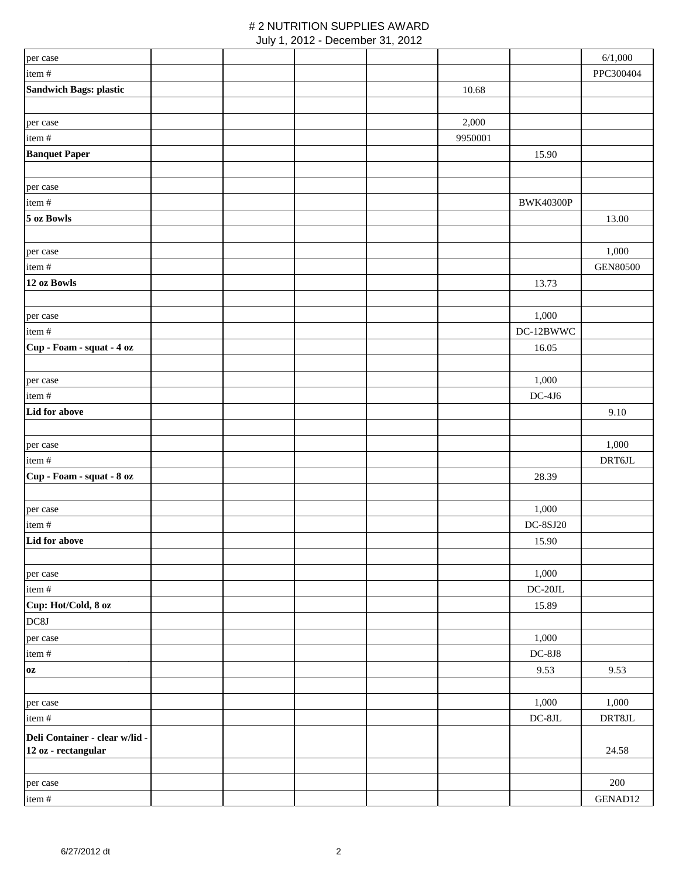# # 2 NUTRITION SUPPLIES AWARD

July 1, 2012 - December 31, 2012

| | | | | | | | |
|---|---|---|---|---|---|---|---|
| per case | | | | | | | 6/1,000 |
| item # | | | | | | | PPC300404 |
| **Sandwich Bags: plastic** | | | | | 10.68 | | |
| | | | | | | | |
| per case | | | | | 2,000 | | |
| item # | | | | | 9950001 | | |
| **Banquet Paper** | | | | | | 15.90 | |
| | | | | | | | |
| per case | | | | | | | |
| item # | | | | | | BWK40300P | |
| **5 oz Bowls** | | | | | | | 13.00 |
| | | | | | | | |
| per case | | | | | | | 1,000 |
| item # | | | | | | | GEN80500 |
| **12 oz Bowls** | | | | | | 13.73 | |
| | | | | | | | |
| per case | | | | | | 1,000 | |
| item # | | | | | | DC-12BWWC | |
| **Cup - Foam - squat - 4 oz** | | | | | | 16.05 | |
| | | | | | | | |
| per case | | | | | | 1,000 | |
| item # | | | | | | DC-4J6 | |
| **Lid for above** | | | | | | | 9.10 |
| | | | | | | | |
| per case | | | | | | | 1,000 |
| item # | | | | | | | DRT6JL |
| **Cup - Foam - squat - 8 oz** | | | | | | 28.39 | |
| | | | | | | | |
| per case | | | | | | 1,000 | |
| item # | | | | | | DC-8SJ20 | |
| **Lid for above** | | | | | | 15.90 | |
| | | | | | | | |
| per case | | | | | | 1,000 | |
| item # | | | | | | DC-20JL | |
| **Cup: Hot/Cold, 8 oz** | | | | | | 15.89 | |
| DC8J | | | | | | | |
| per case | | | | | | 1,000 | |
| item # | | | | | | DC-8J8 | |
| **oz** | | | | | | 9.53 | 9.53 |
| | | | | | | | |
| per case | | | | | | 1,000 | 1,000 |
| item # | | | | | | DC-8JL | DRT8JL |
| **Deli Container - clear w/lid - 12 oz - rectangular** | | | | | | | 24.58 |
| | | | | | | | |
| per case | | | | | | | 200 |
| item # | | | | | | | GENAD12 |

6/27/2012 dt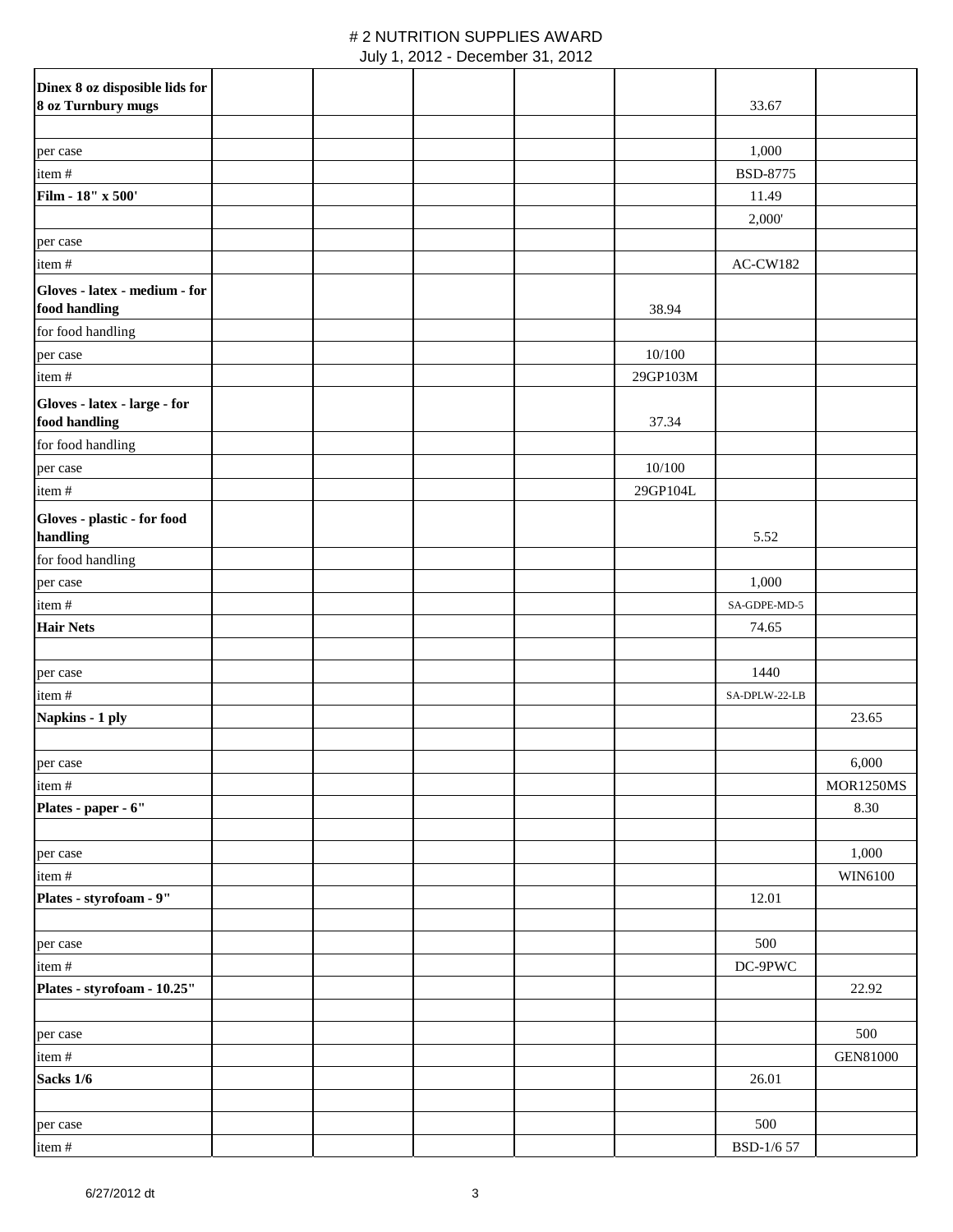# # 2 NUTRITION SUPPLIES AWARD

July 1, 2012 - December 31, 2012

| | | | | | | | |
|---|---|---|---|---|---|---|---|
| **Dinex 8 oz disposible lids for 8 oz Turnbury mugs** | | | | | | 33.67 | |
| | | | | | | | |
| per case | | | | | | 1,000 | |
| item # | | | | | | BSD-8775 | |
| **Film - 18" x 500'** | | | | | | 11.49 | |
| | | | | | | 2,000' | |
| per case | | | | | | | |
| item # | | | | | | AC-CW182 | |
| **Gloves - latex - medium - for food handling** | | | | | 38.94 | | |
| for food handling | | | | | | | |
| per case | | | | | 10/100 | | |
| item # | | | | | 29GP103M | | |
| **Gloves - latex - large - for food handling** | | | | | 37.34 | | |
| for food handling | | | | | | | |
| per case | | | | | 10/100 | | |
| item # | | | | | 29GP104L | | |
| **Gloves - plastic - for food handling** | | | | | | 5.52 | |
| for food handling | | | | | | | |
| per case | | | | | | 1,000 | |
| item # | | | | | | SA-GDPE-MD-5 | |
| **Hair Nets** | | | | | | 74.65 | |
| | | | | | | | |
| per case | | | | | | 1440 | |
| item # | | | | | | SA-DPLW-22-LB | |
| **Napkins - 1 ply** | | | | | | | 23.65 |
| | | | | | | | |
| per case | | | | | | | 6,000 |
| item # | | | | | | | MOR1250MS |
| **Plates - paper - 6"** | | | | | | | 8.30 |
| | | | | | | | |
| per case | | | | | | | 1,000 |
| item # | | | | | | | WIN6100 |
| **Plates - styrofoam - 9"** | | | | | | 12.01 | |
| | | | | | | | |
| per case | | | | | | 500 | |
| item # | | | | | | DC-9PWC | |
| **Plates - styrofoam - 10.25"** | | | | | | | 22.92 |
| | | | | | | | |
| per case | | | | | | | 500 |
| item # | | | | | | | GEN81000 |
| **Sacks 1/6** | | | | | | 26.01 | |
| | | | | | | | |
| per case | | | | | | 500 | |
| item # | | | | | | BSD-1/6 57 | |

6/27/2012 dt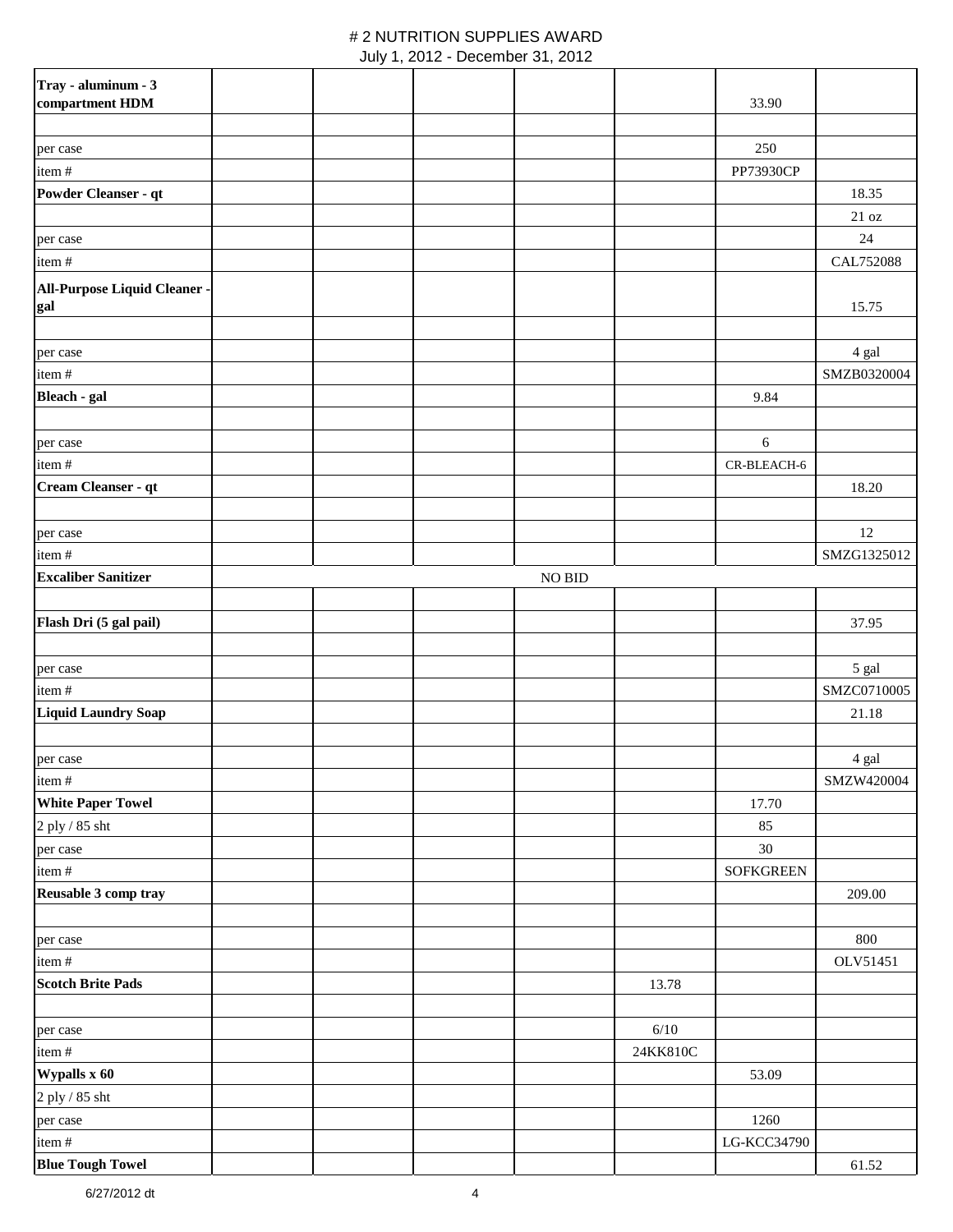# # 2 NUTRITION SUPPLIES AWARD

July 1, 2012 - December 31, 2012

| | | | | | | | |
|---|---|---|---|---|---|---|---|
| **Tray - aluminum - 3 compartment HDM** | | | | | | 33.90 | |
| | | | | | | | |
| per case | | | | | | 250 | |
| item # | | | | | | PP73930CP | |
| **Powder Cleanser - qt** | | | | | | | 18.35 |
| | | | | | | | 21 oz |
| per case | | | | | | | 24 |
| item # | | | | | | | CAL752088 |
| **All-Purpose Liquid Cleaner - gal** | | | | | | | 15.75 |
| | | | | | | | |
| per case | | | | | | | 4 gal |
| item # | | | | | | | SMZB0320004 |
| **Bleach - gal** | | | | | | 9.84 | |
| | | | | | | | |
| per case | | | | | | 6 | |
| item # | | | | | | CR-BLEACH-6 | |
| **Cream Cleanser - qt** | | | | | | | 18.20 |
| | | | | | | | |
| per case | | | | | | | 12 |
| item # | | | | | | | SMZG1325012 |
| **Excaliber Sanitizer** | | | | NO BID | | | |
| | | | | | | | |
| **Flash Dri (5 gal pail)** | | | | | | | 37.95 |
| | | | | | | | |
| per case | | | | | | | 5 gal |
| item # | | | | | | | SMZC0710005 |
| **Liquid Laundry Soap** | | | | | | | 21.18 |
| | | | | | | | |
| per case | | | | | | | 4 gal |
| item # | | | | | | | SMZW420004 |
| **White Paper Towel** | | | | | | 17.70 | |
| 2 ply / 85 sht | | | | | | 85 | |
| per case | | | | | | 30 | |
| item # | | | | | | SOFKGREEN | |
| **Reusable 3 comp tray** | | | | | | | 209.00 |
| | | | | | | | |
| per case | | | | | | | 800 |
| item # | | | | | | | OLV51451 |
| **Scotch Brite Pads** | | | | | 13.78 | | |
| | | | | | | | |
| per case | | | | | 6/10 | | |
| item # | | | | | 24KK810C | | |
| **Wypalls x 60** | | | | | | 53.09 | |
| 2 ply / 85 sht | | | | | | | |
| per case | | | | | | 1260 | |
| item # | | | | | | LG-KCC34790 | |
| **Blue Tough Towel** | | | | | | | 61.52 |

6/27/2012 dt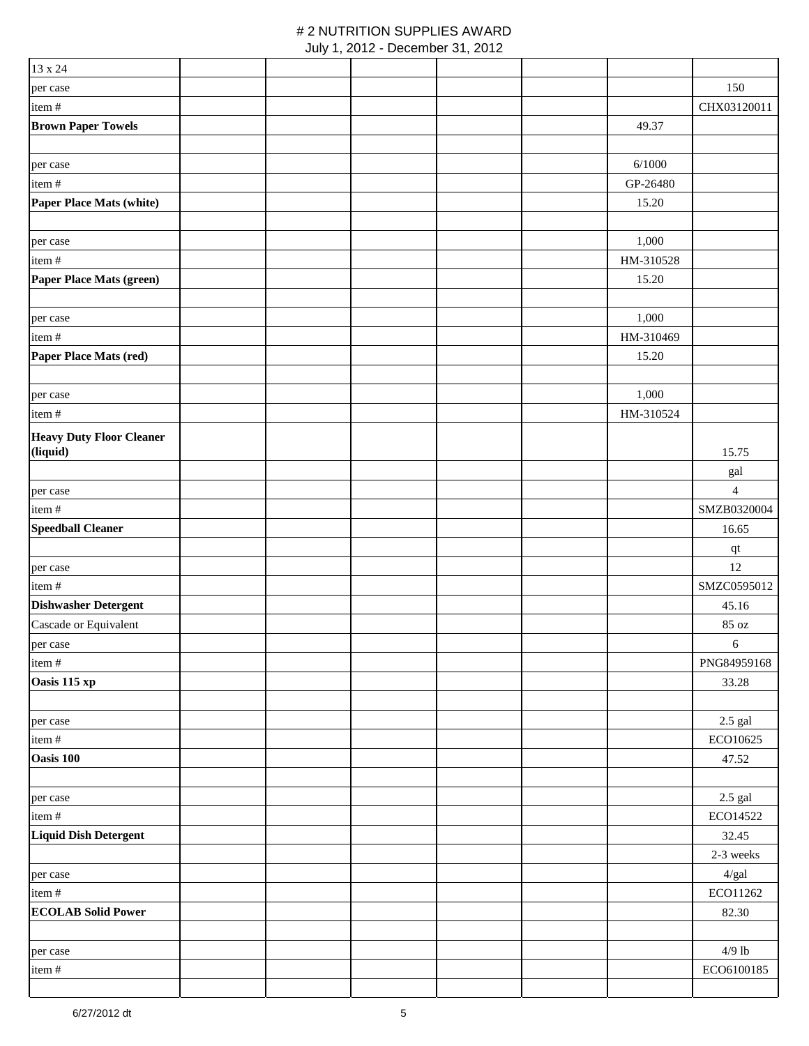# # 2 NUTRITION SUPPLIES AWARD

July 1, 2012 - December 31, 2012

| | | | | | | | |
|---|---|---|---|---|---|---|---|
| 13 x 24 | | | | | | | |
| per case | | | | | | | 150 |
| item # | | | | | | | CHX03120011 |
| **Brown Paper Towels** | | | | | | 49.37 | |
| | | | | | | | |
| per case | | | | | | 6/1000 | |
| item # | | | | | | GP-26480 | |
| **Paper Place Mats (white)** | | | | | | 15.20 | |
| | | | | | | | |
| per case | | | | | | 1,000 | |
| item # | | | | | | HM-310528 | |
| **Paper Place Mats (green)** | | | | | | 15.20 | |
| | | | | | | | |
| per case | | | | | | 1,000 | |
| item # | | | | | | HM-310469 | |
| **Paper Place Mats (red)** | | | | | | 15.20 | |
| | | | | | | | |
| per case | | | | | | 1,000 | |
| item # | | | | | | HM-310524 | |
| **Heavy Duty Floor Cleaner (liquid)** | | | | | | | 15.75 |
| | | | | | | | gal |
| per case | | | | | | | 4 |
| item # | | | | | | | SMZB0320004 |
| **Speedball Cleaner** | | | | | | | 16.65 |
| | | | | | | | qt |
| per case | | | | | | | 12 |
| item # | | | | | | | SMZC0595012 |
| **Dishwasher Detergent** | | | | | | | 45.16 |
| Cascade or Equivalent | | | | | | | 85 oz |
| per case | | | | | | | 6 |
| item # | | | | | | | PNG84959168 |
| **Oasis 115 xp** | | | | | | | 33.28 |
| | | | | | | | |
| per case | | | | | | | 2.5 gal |
| item # | | | | | | | ECO10625 |
| **Oasis 100** | | | | | | | 47.52 |
| | | | | | | | |
| per case | | | | | | | 2.5 gal |
| item # | | | | | | | ECO14522 |
| **Liquid Dish Detergent** | | | | | | | 32.45 |
| | | | | | | | 2-3 weeks |
| per case | | | | | | | 4/gal |
| item # | | | | | | | ECO11262 |
| **ECOLAB Solid Power** | | | | | | | 82.30 |
| | | | | | | | |
| per case | | | | | | | 4/9 lb |
| item # | | | | | | | ECO6100185 |
| | | | | | | | |

6/27/2012 dt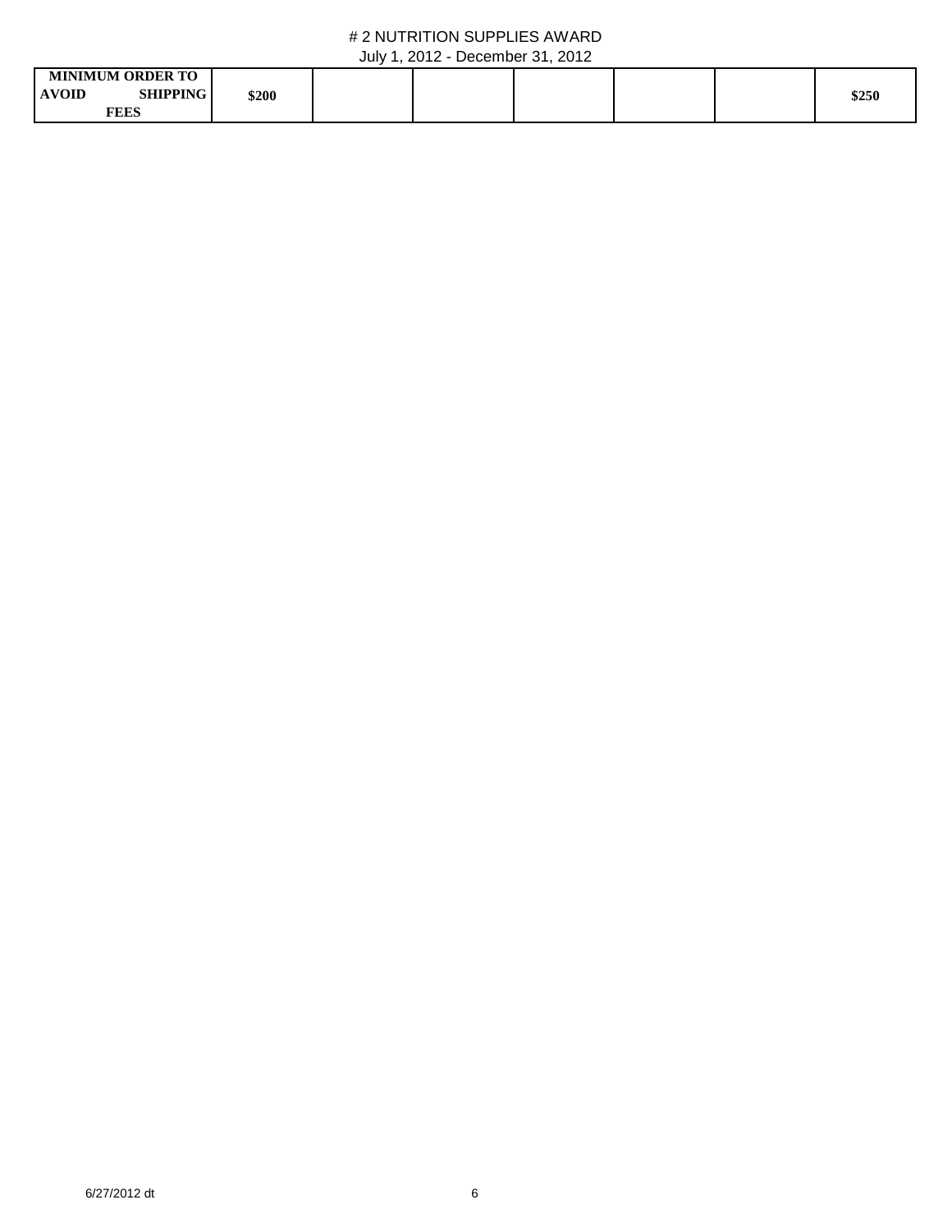| | | | | | | |
|---|---|---|---|---|---|---|
| **MINIMUM ORDER TO AVOID SHIPPING FEES** | **$200** | | | | | **$250** |